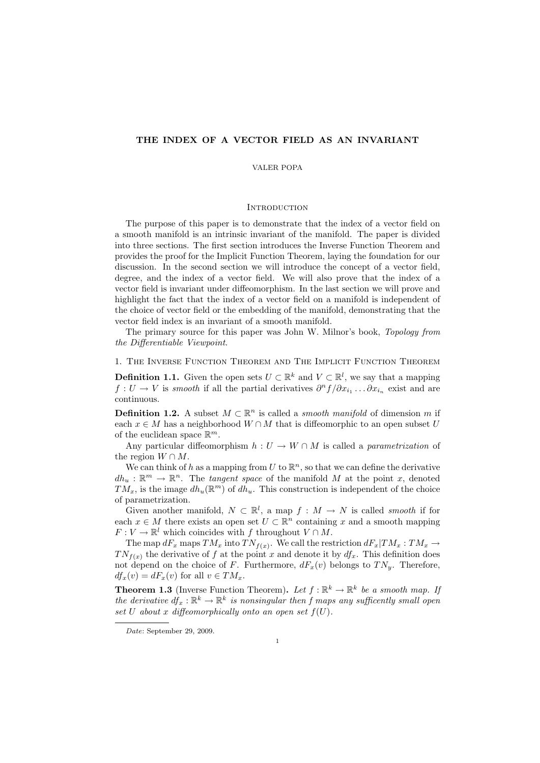# THE INDEX OF A VECTOR FIELD AS AN INVARIANT

VALER POPA

## Introduction

The purpose of this paper is to demonstrate that the index of a vector field on a smooth manifold is an intrinsic invariant of the manifold. The paper is divided into three sections. The first section introduces the Inverse Function Theorem and provides the proof for the Implicit Function Theorem, laying the foundation for our discussion. In the second section we will introduce the concept of a vector field, degree, and the index of a vector field. We will also prove that the index of a vector field is invariant under diffeomorphism. In the last section we will prove and highlight the fact that the index of a vector field on a manifold is independent of the choice of vector field or the embedding of the manifold, demonstrating that the vector field index is an invariant of a smooth manifold.

The primary source for this paper was John W. Milnor's book, *Topology from the Differentiable Viewpoint*.

## 1. The Inverse Function Theorem and The Implicit Function Theorem

**Definition 1.1.** Given the open sets $U \subset \mathbb{R}^k$ and $V \subset \mathbb{R}^l$, we say that a mapping $f : U \to V$ is *smooth* if all the partial derivatives $\partial^n f/\partial x_{i_1} \dots \partial x_{i_n}$ exist and are continuous.

**Definition 1.2.** A subset $M \subset \mathbb{R}^n$ is called a *smooth manifold* of dimension $m$ if each $x \in M$ has a neighborhood $W \cap M$ that is diffeomorphic to an open subset $U$ of the euclidean space $\mathbb{R}^m$.

Any particular diffeomorphism $h : U \to W \cap M$ is called a *parametrization* of the region $W \cap M$.

We can think of $h$ as a mapping from $U$ to $\mathbb{R}^n$, so that we can define the derivative $dh_u : \mathbb{R}^m \to \mathbb{R}^n$. The *tangent space* of the manifold $M$ at the point $x$, denoted $TM_x$, is the image $dh_u(\mathbb{R}^m)$ of $dh_u$. This construction is independent of the choice of parametrization.

Given another manifold, $N \subset \mathbb{R}^l$, a map $f : M \to N$ is called *smooth* if for each $x \in M$ there exists an open set $U \subset \mathbb{R}^n$ containing $x$ and a smooth mapping $F : V \to \mathbb{R}^l$ which coincides with $f$ throughout $V \cap M$.

The map $dF_x$ maps $TM_x$ into $TN_{f(x)}$. We call the restriction $dF_x|TM_x : TM_x \to TN_{f(x)}$ the derivative of $f$ at the point $x$ and denote it by $df_x$. This definition does not depend on the choice of $F$. Furthermore, $dF_x(v)$ belongs to $TN_y$. Therefore, $df_x(v) = dF_x(v)$ for all $v \in TM_x$.

**Theorem 1.3** (Inverse Function Theorem)**.** *Let $f : \mathbb{R}^k \to \mathbb{R}^k$ be a smooth map. If the derivative $df_x : \mathbb{R}^k \to \mathbb{R}^k$ is nonsingular then $f$ maps any sufficently small open set $U$ about $x$ diffeomorphically onto an open set $f(U)$.*

*Date*: September 29, 2009.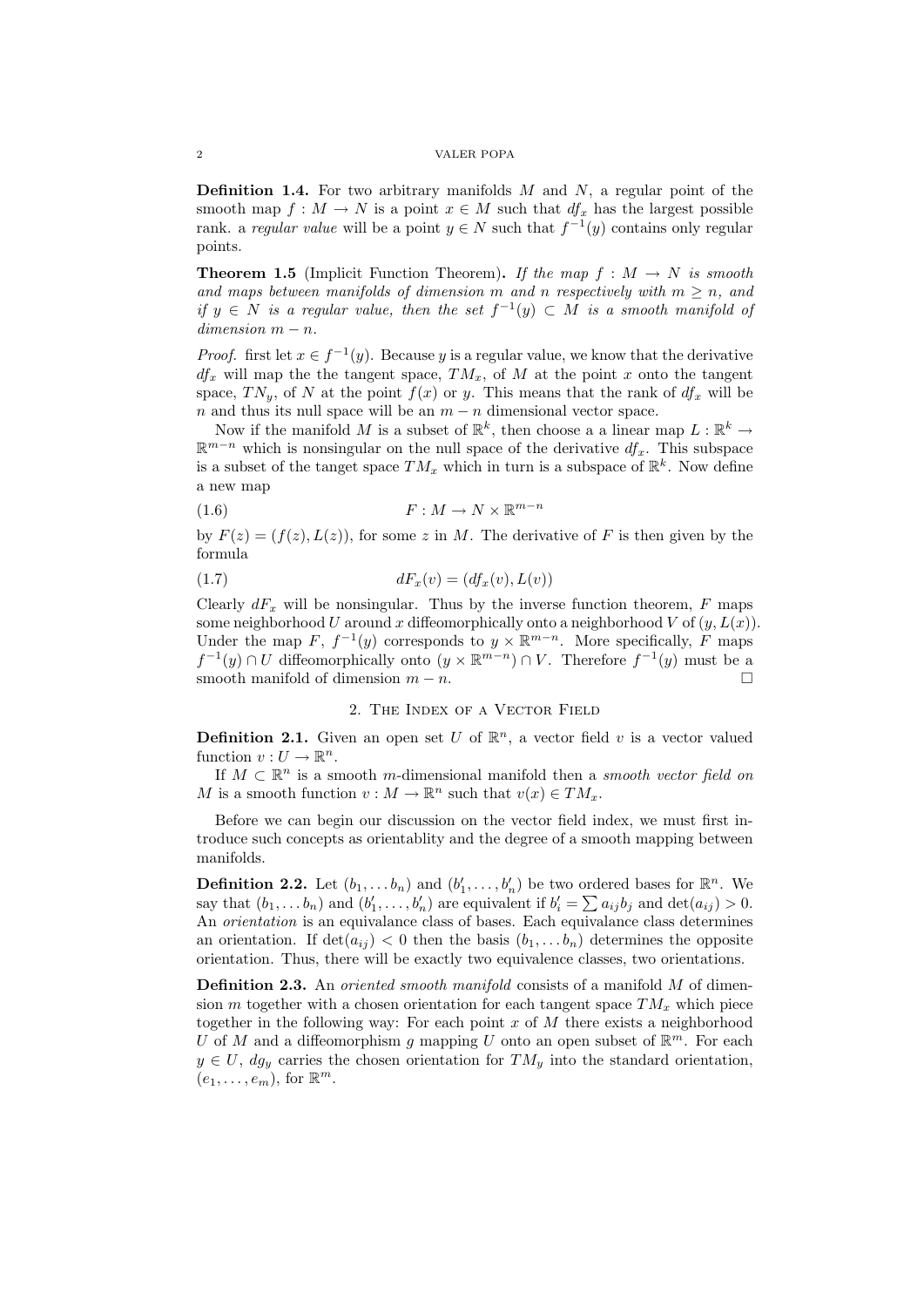**Definition 1.4.** For two arbitrary manifolds $M$ and $N$, a regular point of the smooth map $f : M \to N$ is a point $x \in M$ such that $df_x$ has the largest possible rank. a *regular value* will be a point $y \in N$ such that $f^{-1}(y)$ contains only regular points.

**Theorem 1.5** (Implicit Function Theorem)**.** *If the map $f : M \to N$ is smooth and maps between manifolds of dimension $m$ and $n$ respectively with $m \geq n$, and if $y \in N$ is a regular value, then the set $f^{-1}(y) \subset M$ is a smooth manifold of dimension $m - n$.*

*Proof.* first let $x \in f^{-1}(y)$. Because $y$ is a regular value, we know that the derivative $df_x$ will map the the tangent space, $TM_x$, of $M$ at the point $x$ onto the tangent space, $TN_y$, of $N$ at the point $f(x)$ or $y$. This means that the rank of $df_x$ will be $n$ and thus its null space will be an $m - n$ dimensional vector space.

Now if the manifold $M$ is a subset of $\mathbb{R}^k$, then choose a a linear map $L : \mathbb{R}^k \to \mathbb{R}^{m-n}$ which is nonsingular on the null space of the derivative $df_x$. This subspace is a subset of the tanget space $TM_x$ which in turn is a subspace of $\mathbb{R}^k$. Now define a new map

$$F : M \to N \times \mathbb{R}^{m-n} \tag{1.6}$$

by $F(z) = (f(z), L(z))$, for some $z$ in $M$. The derivative of $F$ is then given by the formula

$$dF_x(v) = (df_x(v), L(v)) \tag{1.7}$$

Clearly $dF_x$ will be nonsingular. Thus by the inverse function theorem, $F$ maps some neighborhood $U$ around $x$ diffeomorphically onto a neighborhood $V$ of $(y, L(x))$. Under the map $F$, $f^{-1}(y)$ corresponds to $y \times \mathbb{R}^{m-n}$. More specifically, $F$ maps $f^{-1}(y) \cap U$ diffeomorphically onto $(y \times \mathbb{R}^{m-n}) \cap V$. Therefore $f^{-1}(y)$ must be a smooth manifold of dimension $m - n$. □

## 2. The Index of a Vector Field

**Definition 2.1.** Given an open set $U$ of $\mathbb{R}^n$, a vector field $v$ is a vector valued function $v : U \to \mathbb{R}^n$.

If $M \subset \mathbb{R}^n$ is a smooth $m$-dimensional manifold then a *smooth vector field on* $M$ is a smooth function $v : M \to \mathbb{R}^n$ such that $v(x) \in TM_x$.

Before we can begin our discussion on the vector field index, we must first introduce such concepts as orientablity and the degree of a smooth mapping between manifolds.

**Definition 2.2.** Let $(b_1, \ldots b_n)$ and $(b'_1, \ldots, b'_n)$ be two ordered bases for $\mathbb{R}^n$. We say that $(b_1, \ldots b_n)$ and $(b'_1, \ldots, b'_n)$ are equivalent if $b'_i = \sum a_{ij} b_j$ and $\det(a_{ij}) > 0$. An *orientation* is an equivalance class of bases. Each equivalance class determines an orientation. If $\det(a_{ij}) < 0$ then the basis $(b_1, \ldots b_n)$ determines the opposite orientation. Thus, there will be exactly two equivalence classes, two orientations.

**Definition 2.3.** An *oriented smooth manifold* consists of a manifold $M$ of dimension $m$ together with a chosen orientation for each tangent space $TM_x$ which piece together in the following way: For each point $x$ of $M$ there exists a neighborhood $U$ of $M$ and a diffeomorphism $g$ mapping $U$ onto an open subset of $\mathbb{R}^m$. For each $y \in U$, $dg_y$ carries the chosen orientation for $TM_y$ into the standard orientation, $(e_1, \ldots, e_m)$, for $\mathbb{R}^m$.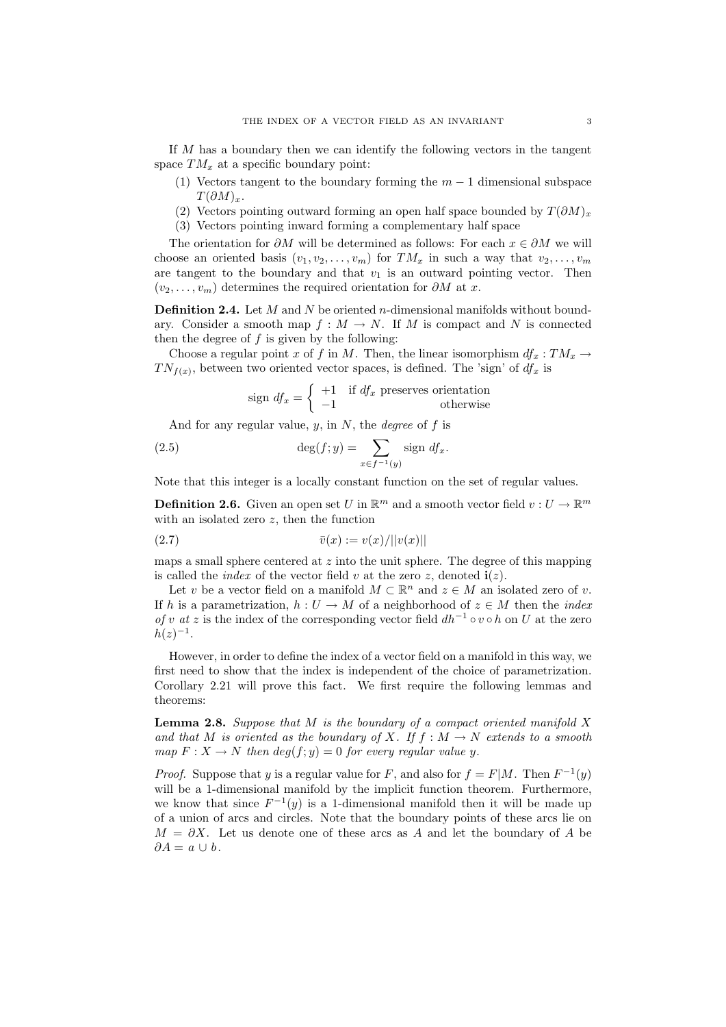If $M$ has a boundary then we can identify the following vectors in the tangent space $TM_x$ at a specific boundary point:

1. Vectors tangent to the boundary forming the $m-1$ dimensional subspace $T(\partial M)_x$.
2. Vectors pointing outward forming an open half space bounded by $T(\partial M)_x$
3. Vectors pointing inward forming a complementary half space

The orientation for $\partial M$ will be determined as follows: For each $x \in \partial M$ we will choose an oriented basis $(v_1, v_2, \ldots, v_m)$ for $TM_x$ in such a way that $v_2, \ldots, v_m$ are tangent to the boundary and that $v_1$ is an outward pointing vector. Then $(v_2, \ldots, v_m)$ determines the required orientation for $\partial M$ at $x$.

**Definition 2.4.** Let $M$ and $N$ be oriented $n$-dimensional manifolds without boundary. Consider a smooth map $f : M \to N$. If $M$ is compact and $N$ is connected then the degree of $f$ is given by the following:

Choose a regular point $x$ of $f$ in $M$. Then, the linear isomorphism $df_x : TM_x \to TN_{f(x)}$, between two oriented vector spaces, is defined. The 'sign' of $df_x$ is

$$\text{sign } df_x = \begin{cases} +1 & \text{if } df_x \text{ preserves orientation} \\ -1 & \text{otherwise} \end{cases}$$

And for any regular value, $y$, in $N$, the *degree* of $f$ is

$$\deg(f; y) = \sum_{x \in f^{-1}(y)} \text{sign } df_x. \tag{2.5}$$

Note that this integer is a locally constant function on the set of regular values.

**Definition 2.6.** Given an open set $U$ in $\mathbb{R}^m$ and a smooth vector field $v : U \to \mathbb{R}^m$ with an isolated zero $z$, then the function

$$\bar{v}(x) := v(x)/||v(x)|| \tag{2.7}$$

maps a small sphere centered at $z$ into the unit sphere. The degree of this mapping is called the *index* of the vector field $v$ at the zero $z$, denoted $\mathbf{i}(z)$.

Let $v$ be a vector field on a manifold $M \subset \mathbb{R}^n$ and $z \in M$ an isolated zero of $v$. If $h$ is a parametrization, $h : U \to M$ of a neighborhood of $z \in M$ then the *index of $v$ at $z$* is the index of the corresponding vector field $dh^{-1} \circ v \circ h$ on $U$ at the zero $h(z)^{-1}$.

However, in order to define the index of a vector field on a manifold in this way, we first need to show that the index is independent of the choice of parametrization. Corollary 2.21 will prove this fact. We first require the following lemmas and theorems:

**Lemma 2.8.** *Suppose that $M$ is the boundary of a compact oriented manifold $X$ and that $M$ is oriented as the boundary of $X$. If $f : M \to N$ extends to a smooth map $F : X \to N$ then $deg(f; y) = 0$ for every regular value $y$.*

*Proof.* Suppose that $y$ is a regular value for $F$, and also for $f = F|M$. Then $F^{-1}(y)$ will be a 1-dimensional manifold by the implicit function theorem. Furthermore, we know that since $F^{-1}(y)$ is a 1-dimensional manifold then it will be made up of a union of arcs and circles. Note that the boundary points of these arcs lie on $M = \partial X$. Let us denote one of these arcs as $A$ and let the boundary of $A$ be $\partial A = a \cup b$.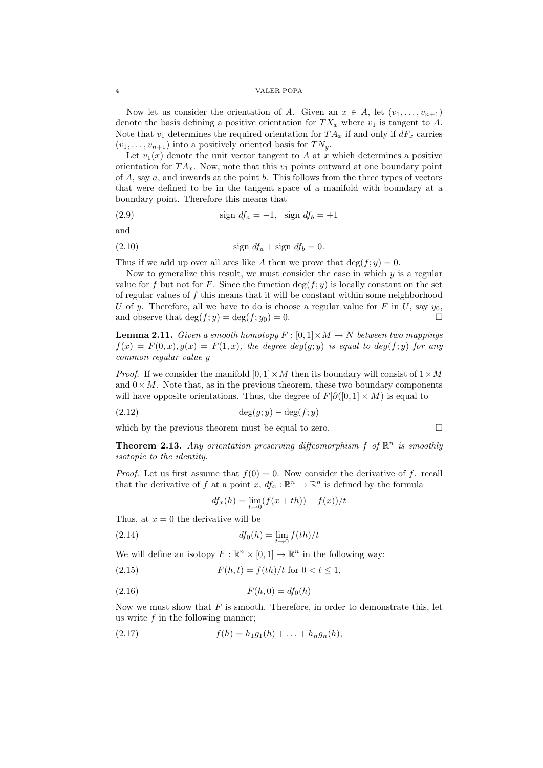Now let us consider the orientation of $A$. Given an $x \in A$, let $(v_1, \ldots, v_{n+1})$ denote the basis defining a positive orientation for $TX_x$ where $v_1$ is tangent to $A$. Note that $v_1$ determines the required orientation for $TA_x$ if and only if $dF_x$ carries $(v_1, \ldots, v_{n+1})$ into a positively oriented basis for $TN_y$.

Let $v_1(x)$ denote the unit vector tangent to $A$ at $x$ which determines a positive orientation for $TA_x$. Now, note that this $v_1$ points outward at one boundary point of $A$, say $a$, and inwards at the point $b$. This follows from the three types of vectors that were defined to be in the tangent space of a manifold with boundary at a boundary point. Therefore this means that

$$\text{sign } df_a = -1, \quad \text{sign } df_b = +1 \tag{2.9}$$

and

$$\text{sign } df_a + \text{sign } df_b = 0. \tag{2.10}$$

Thus if we add up over all arcs like $A$ then we prove that $\deg(f; y) = 0$.

Now to generalize this result, we must consider the case in which $y$ is a regular value for $f$ but not for $F$. Since the function $\deg(f; y)$ is locally constant on the set of regular values of $f$ this means that it will be constant within some neighborhood $U$ of $y$. Therefore, all we have to do is choose a regular value for $F$ in $U$, say $y_0$, and observe that $\deg(f; y) = \deg(f; y_0) = 0$. □

**Lemma 2.11.** *Given a smooth homotopy $F : [0, 1] \times M \to N$ between two mappings $f(x) = F(0, x), g(x) = F(1, x)$, the degree $deg(g; y)$ is equal to $deg(f; y)$ for any common regular value $y$*

*Proof.* If we consider the manifold $[0, 1] \times M$ then its boundary will consist of $1 \times M$ and $0 \times M$. Note that, as in the previous theorem, these two boundary components will have opposite orientations. Thus, the degree of $F|\partial([0, 1] \times M)$ is equal to

$$\deg(g; y) - \deg(f; y) \tag{2.12}$$

which by the previous theorem must be equal to zero. □

**Theorem 2.13.** *Any orientation preserving diffeomorphism $f$ of $\mathbb{R}^n$ is smoothly isotopic to the identity.*

*Proof.* Let us first assume that $f(0) = 0$. Now consider the derivative of $f$. recall that the derivative of $f$ at a point $x$, $df_x : \mathbb{R}^n \to \mathbb{R}^n$ is defined by the formula

$$df_x(h) = \lim_{t \to 0} (f(x + th)) - f(x))/t$$

Thus, at $x = 0$ the derivative will be

$$df_0(h) = \lim_{t \to 0} f(th)/t \tag{2.14}$$

We will define an isotopy $F : \mathbb{R}^n \times [0, 1] \to \mathbb{R}^n$ in the following way:

$$F(h, t) = f(th)/t \text{ for } 0 < t \leq 1, \tag{2.15}$$

$$F(h, 0) = df_0(h) \tag{2.16}$$

Now we must show that $F$ is smooth. Therefore, in order to demonstrate this, let us write $f$ in the following manner;

$$f(h) = h_1 g_1(h) + \ldots + h_n g_n(h), \tag{2.17}$$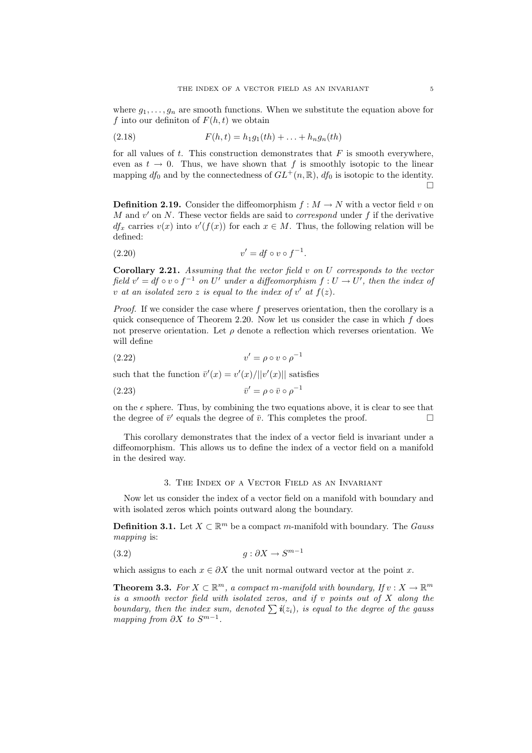where $g_1, \ldots, g_n$ are smooth functions. When we substitute the equation above for $f$ into our definiton of $F(h,t)$ we obtain

$$F(h,t) = h_1 g_1(th) + \ldots + h_n g_n(th) \tag{2.18}$$

for all values of $t$. This construction demonstrates that $F$ is smooth everywhere, even as $t \to 0$. Thus, we have shown that $f$ is smoothly isotopic to the linear mapping $df_0$ and by the connectedness of $GL^+(n, \mathbb{R})$, $df_0$ is isotopic to the identity. □

**Definition 2.19.** Consider the diffeomorphism $f : M \to N$ with a vector field $v$ on $M$ and $v'$ on $N$. These vector fields are said to *correspond* under $f$ if the derivative $df_x$ carries $v(x)$ into $v'(f(x))$ for each $x \in M$. Thus, the following relation will be defined:

$$v' = df \circ v \circ f^{-1}. \tag{2.20}$$

**Corollary 2.21.** *Assuming that the vector field $v$ on $U$ corresponds to the vector field $v' = df \circ v \circ f^{-1}$ on $U'$ under a diffeomorphism $f : U \to U'$, then the index of $v$ at an isolated zero $z$ is equal to the index of $v'$ at $f(z)$.*

*Proof.* If we consider the case where $f$ preserves orientation, then the corollary is a quick consequence of Theorem 2.20. Now let us consider the case in which $f$ does not preserve orientation. Let $\rho$ denote a reflection which reverses orientation. We will define

$$v' = \rho \circ v \circ \rho^{-1} \tag{2.22}$$

such that the function $\bar{v}'(x) = v'(x)/||v'(x)||$ satisfies

$$\bar{v}' = \rho \circ \bar{v} \circ \rho^{-1} \tag{2.23}$$

on the $\epsilon$ sphere. Thus, by combining the two equations above, it is clear to see that the degree of $\bar{v}'$ equals the degree of $\bar{v}$. This completes the proof. □

This corollary demonstrates that the index of a vector field is invariant under a diffeomorphism. This allows us to define the index of a vector field on a manifold in the desired way.

## 3. The Index of a Vector Field as an Invariant

Now let us consider the index of a vector field on a manifold with boundary and with isolated zeros which points outward along the boundary.

**Definition 3.1.** Let $X \subset \mathbb{R}^m$ be a compact $m$-manifold with boundary. The *Gauss mapping* is:

$$g : \partial X \to S^{m-1} \tag{3.2}$$

which assigns to each $x \in \partial X$ the unit normal outward vector at the point $x$.

**Theorem 3.3.** *For $X \subset \mathbb{R}^m$, a compact $m$-manifold with boundary, If $v : X \to \mathbb{R}^m$ is a smooth vector field with isolated zeros, and if $v$ points out of $X$ along the boundary, then the index sum, denoted $\sum \boldsymbol{i}(z_i)$, is equal to the degree of the gauss mapping from $\partial X$ to $S^{m-1}$.*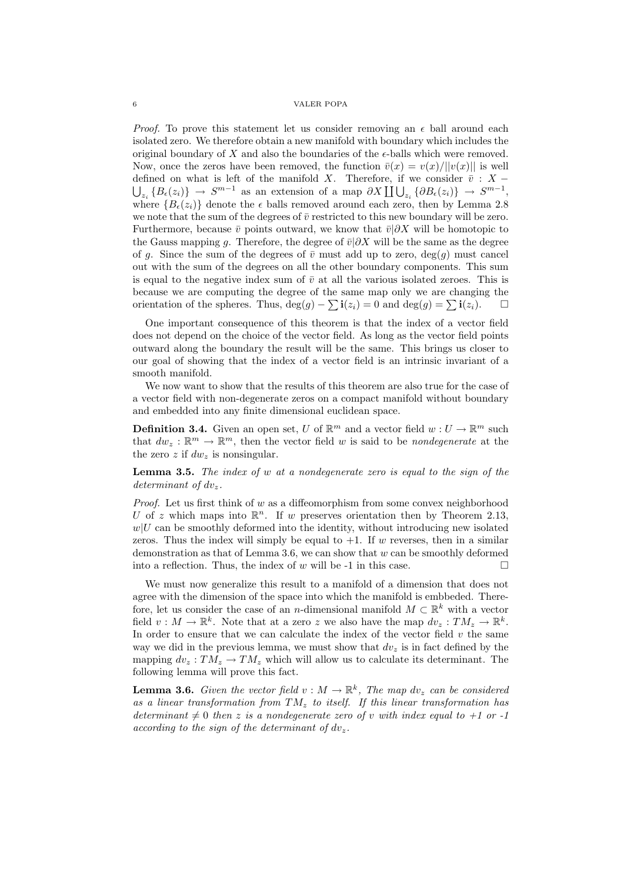*Proof.* To prove this statement let us consider removing an $\epsilon$ ball around each isolated zero. We therefore obtain a new manifold with boundary which includes the original boundary of $X$ and also the boundaries of the $\epsilon$-balls which were removed. Now, once the zeros have been removed, the function $\bar{v}(x) = v(x)/||v(x)||$ is well defined on what is left of the manifold $X$. Therefore, if we consider $\bar{v} : X - \bigcup_{z_i} \{B_\epsilon(z_i)\} \to S^{m-1}$ as an extension of a map $\partial X \coprod \bigcup_{z_i} \{\partial B_\epsilon(z_i)\} \to S^{m-1}$, where $\{B_\epsilon(z_i)\}$ denote the $\epsilon$ balls removed around each zero, then by Lemma 2.8 we note that the sum of the degrees of $\bar{v}$ restricted to this new boundary will be zero. Furthermore, because $\bar{v}$ points outward, we know that $\bar{v}|\partial X$ will be homotopic to the Gauss mapping $g$. Therefore, the degree of $\bar{v}|\partial X$ will be the same as the degree of $g$. Since the sum of the degrees of $\bar{v}$ must add up to zero, $\deg(g)$ must cancel out with the sum of the degrees on all the other boundary components. This sum is equal to the negative index sum of $\bar{v}$ at all the various isolated zeroes. This is because we are computing the degree of the same map only we are changing the orientation of the spheres. Thus, $\deg(g) - \sum \mathbf{i}(z_i) = 0$ and $\deg(g) = \sum \mathbf{i}(z_i)$. □

One important consequence of this theorem is that the index of a vector field does not depend on the choice of the vector field. As long as the vector field points outward along the boundary the result will be the same. This brings us closer to our goal of showing that the index of a vector field is an intrinsic invariant of a smooth manifold.

We now want to show that the results of this theorem are also true for the case of a vector field with non-degenerate zeros on a compact manifold without boundary and embedded into any finite dimensional euclidean space.

**Definition 3.4.** Given an open set, $U$ of $\mathbb{R}^m$ and a vector field $w : U \to \mathbb{R}^m$ such that $dw_z : \mathbb{R}^m \to \mathbb{R}^m$, then the vector field $w$ is said to be *nondegenerate* at the the zero $z$ if $dw_z$ is nonsingular.

**Lemma 3.5.** *The index of $w$ at a nondegenerate zero is equal to the sign of the determinant of $dv_z$.*

*Proof.* Let us first think of $w$ as a diffeomorphism from some convex neighborhood $U$ of $z$ which maps into $\mathbb{R}^n$. If $w$ preserves orientation then by Theorem 2.13, $w|U$ can be smoothly deformed into the identity, without introducing new isolated zeros. Thus the index will simply be equal to $+1$. If $w$ reverses, then in a similar demonstration as that of Lemma 3.6, we can show that $w$ can be smoothly deformed into a reflection. Thus, the index of $w$ will be -1 in this case. □

We must now generalize this result to a manifold of a dimension that does not agree with the dimension of the space into which the manifold is embbeded. Therefore, let us consider the case of an $n$-dimensional manifold $M \subset \mathbb{R}^k$ with a vector field $v : M \to \mathbb{R}^k$. Note that at a zero $z$ we also have the map $dv_z : TM_z \to \mathbb{R}^k$. In order to ensure that we can calculate the index of the vector field $v$ the same way we did in the previous lemma, we must show that $dv_z$ is in fact defined by the mapping $dv_z : TM_z \to TM_z$ which will allow us to calculate its determinant. The following lemma will prove this fact.

**Lemma 3.6.** *Given the vector field $v : M \to \mathbb{R}^k$, The map $dv_z$ can be considered as a linear transformation from $TM_z$ to itself. If this linear transformation has determinant $\neq 0$ then $z$ is a nondegenerate zero of $v$ with index equal to +1 or -1 according to the sign of the determinant of $dv_z$.*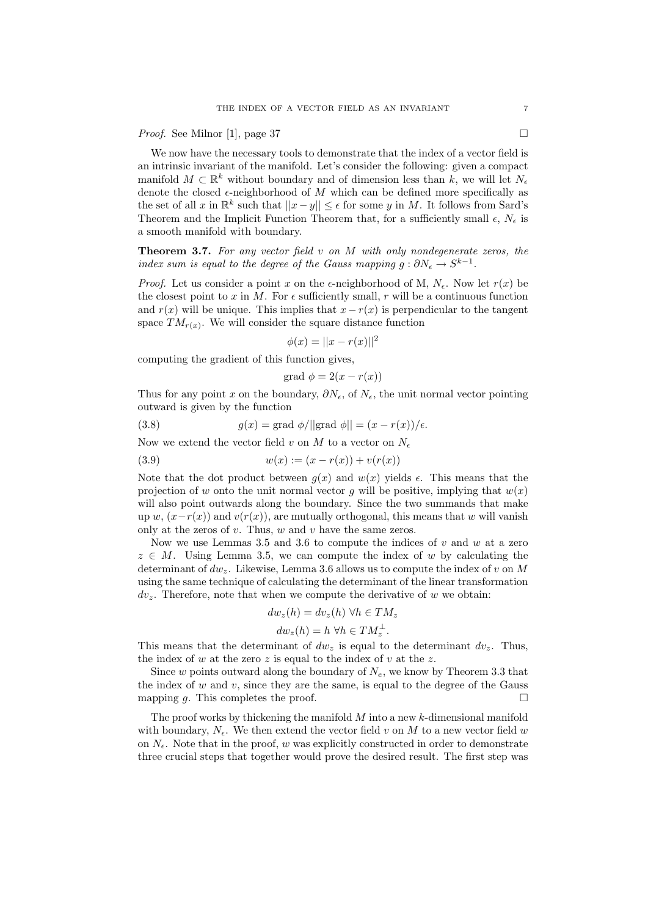*Proof.* See Milnor [1], page 37 □

We now have the necessary tools to demonstrate that the index of a vector field is an intrinsic invariant of the manifold. Let's consider the following: given a compact manifold $M \subset \mathbb{R}^k$ without boundary and of dimension less than $k$, we will let $N_\epsilon$ denote the closed $\epsilon$-neighborhood of $M$ which can be defined more specifically as the set of all $x$ in $\mathbb{R}^k$ such that $||x - y|| \leq \epsilon$ for some $y$ in $M$. It follows from Sard's Theorem and the Implicit Function Theorem that, for a sufficiently small $\epsilon$, $N_\epsilon$ is a smooth manifold with boundary.

**Theorem 3.7.** *For any vector field $v$ on $M$ with only nondegenerate zeros, the index sum is equal to the degree of the Gauss mapping $g : \partial N_\epsilon \to S^{k-1}$.*

*Proof.* Let us consider a point $x$ on the $\epsilon$-neighborhood of M, $N_\epsilon$. Now let $r(x)$ be the closest point to $x$ in $M$. For $\epsilon$ sufficiently small, $r$ will be a continuous function and $r(x)$ will be unique. This implies that $x - r(x)$ is perpendicular to the tangent space $TM_{r(x)}$. We will consider the square distance function

$$\phi(x) = ||x - r(x)||^2$$

computing the gradient of this function gives,

$$\text{grad } \phi = 2(x - r(x))$$

Thus for any point $x$ on the boundary, $\partial N_\epsilon$, of $N_\epsilon$, the unit normal vector pointing outward is given by the function

$$g(x) = \text{grad } \phi / ||\text{grad } \phi|| = (x - r(x))/\epsilon. \tag{3.8}$$

Now we extend the vector field $v$ on $M$ to a vector on $N_\epsilon$

$$w(x) := (x - r(x)) + v(r(x)) \tag{3.9}$$

Note that the dot product between $g(x)$ and $w(x)$ yields $\epsilon$. This means that the projection of $w$ onto the unit normal vector $g$ will be positive, implying that $w(x)$ will also point outwards along the boundary. Since the two summands that make up $w$, $(x-r(x))$ and $v(r(x))$, are mutually orthogonal, this means that $w$ will vanish only at the zeros of $v$. Thus, $w$ and $v$ have the same zeros.

Now we use Lemmas 3.5 and 3.6 to compute the indices of $v$ and $w$ at a zero $z \in M$. Using Lemma 3.5, we can compute the index of $w$ by calculating the determinant of $dw_z$. Likewise, Lemma 3.6 allows us to compute the index of $v$ on $M$ using the same technique of calculating the determinant of the linear transformation $dv_z$. Therefore, note that when we compute the derivative of $w$ we obtain:

$$dw_z(h) = dv_z(h) \ \forall h \in TM_z$$

$$dw_z(h) = h \ \forall h \in TM_z^{\perp}.$$

This means that the determinant of $dw_z$ is equal to the determinant $dv_z$. Thus, the index of $w$ at the zero $z$ is equal to the index of $v$ at the $z$.

Since $w$ points outward along the boundary of $N_e$, we know by Theorem 3.3 that the index of $w$ and $v$, since they are the same, is equal to the degree of the Gauss mapping $g$. This completes the proof. □

The proof works by thickening the manifold $M$ into a new $k$-dimensional manifold with boundary, $N_\epsilon$. We then extend the vector field $v$ on $M$ to a new vector field $w$ on $N_\epsilon$. Note that in the proof, $w$ was explicitly constructed in order to demonstrate three crucial steps that together would prove the desired result. The first step was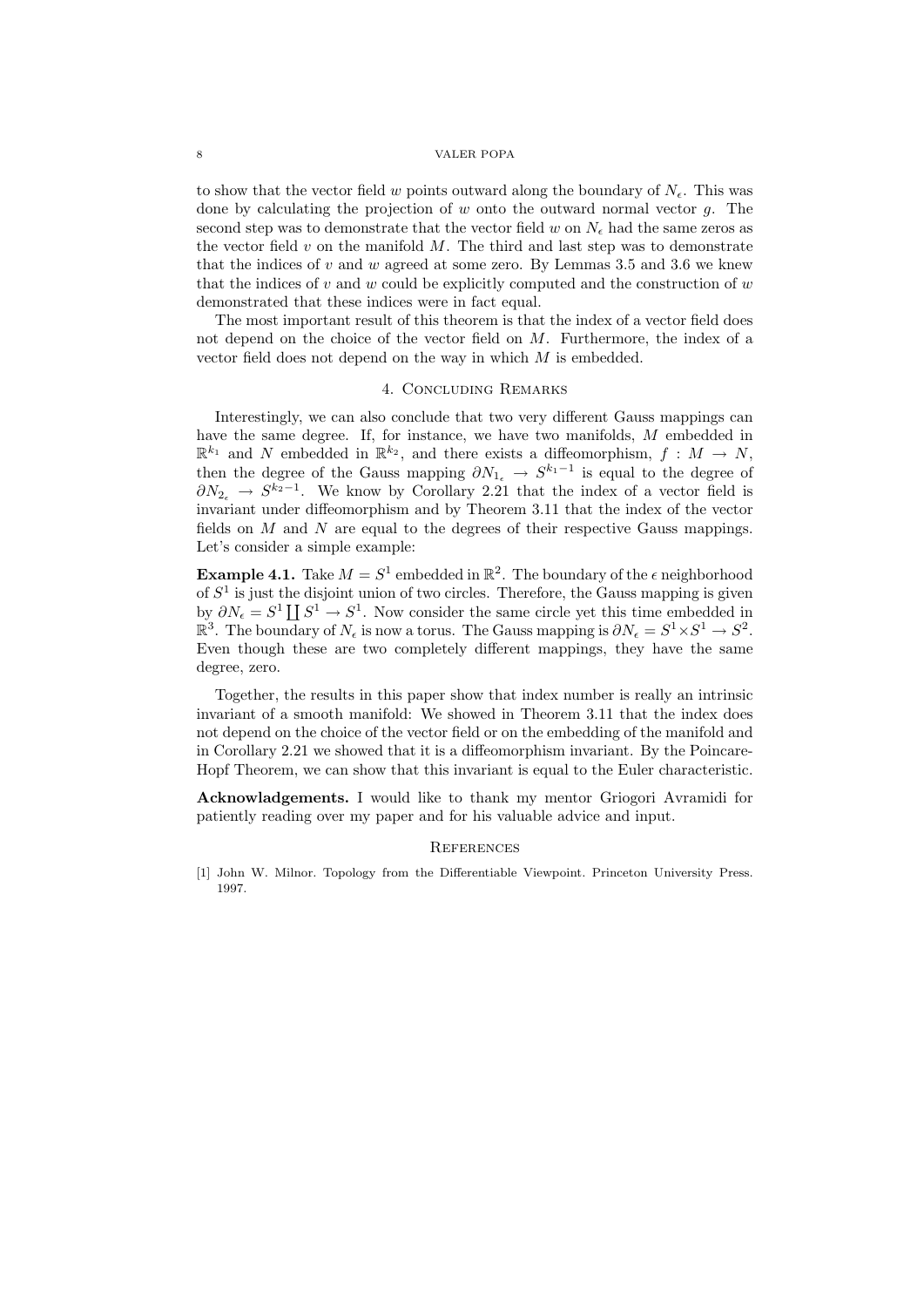to show that the vector field $w$ points outward along the boundary of $N_\epsilon$. This was done by calculating the projection of $w$ onto the outward normal vector $g$. The second step was to demonstrate that the vector field $w$ on $N_\epsilon$ had the same zeros as the vector field $v$ on the manifold $M$. The third and last step was to demonstrate that the indices of $v$ and $w$ agreed at some zero. By Lemmas 3.5 and 3.6 we knew that the indices of $v$ and $w$ could be explicitly computed and the construction of $w$ demonstrated that these indices were in fact equal.

The most important result of this theorem is that the index of a vector field does not depend on the choice of the vector field on $M$. Furthermore, the index of a vector field does not depend on the way in which $M$ is embedded.

## 4. Concluding Remarks

Interestingly, we can also conclude that two very different Gauss mappings can have the same degree. If, for instance, we have two manifolds, $M$ embedded in $\mathbb{R}^{k_1}$ and $N$ embedded in $\mathbb{R}^{k_2}$, and there exists a diffeomorphism, $f : M \to N$, then the degree of the Gauss mapping $\partial N_{1_\epsilon} \to S^{k_1 - 1}$ is equal to the degree of $\partial N_{2_\epsilon} \to S^{k_2 - 1}$. We know by Corollary 2.21 that the index of a vector field is invariant under diffeomorphism and by Theorem 3.11 that the index of the vector fields on $M$ and $N$ are equal to the degrees of their respective Gauss mappings. Let's consider a simple example:

**Example 4.1.** Take $M = S^1$ embedded in $\mathbb{R}^2$. The boundary of the $\epsilon$ neighborhood of $S^1$ is just the disjoint union of two circles. Therefore, the Gauss mapping is given by $\partial N_\epsilon = S^1 \coprod S^1 \to S^1$. Now consider the same circle yet this time embedded in $\mathbb{R}^3$. The boundary of $N_\epsilon$ is now a torus. The Gauss mapping is $\partial N_\epsilon = S^1 \times S^1 \to S^2$. Even though these are two completely different mappings, they have the same degree, zero.

Together, the results in this paper show that index number is really an intrinsic invariant of a smooth manifold: We showed in Theorem 3.11 that the index does not depend on the choice of the vector field or on the embedding of the manifold and in Corollary 2.21 we showed that it is a diffeomorphism invariant. By the Poincare-Hopf Theorem, we can show that this invariant is equal to the Euler characteristic.

**Acknowladgements.** I would like to thank my mentor Griogori Avramidi for patiently reading over my paper and for his valuable advice and input.

## References

[1] John W. Milnor. Topology from the Differentiable Viewpoint. Princeton University Press. 1997.